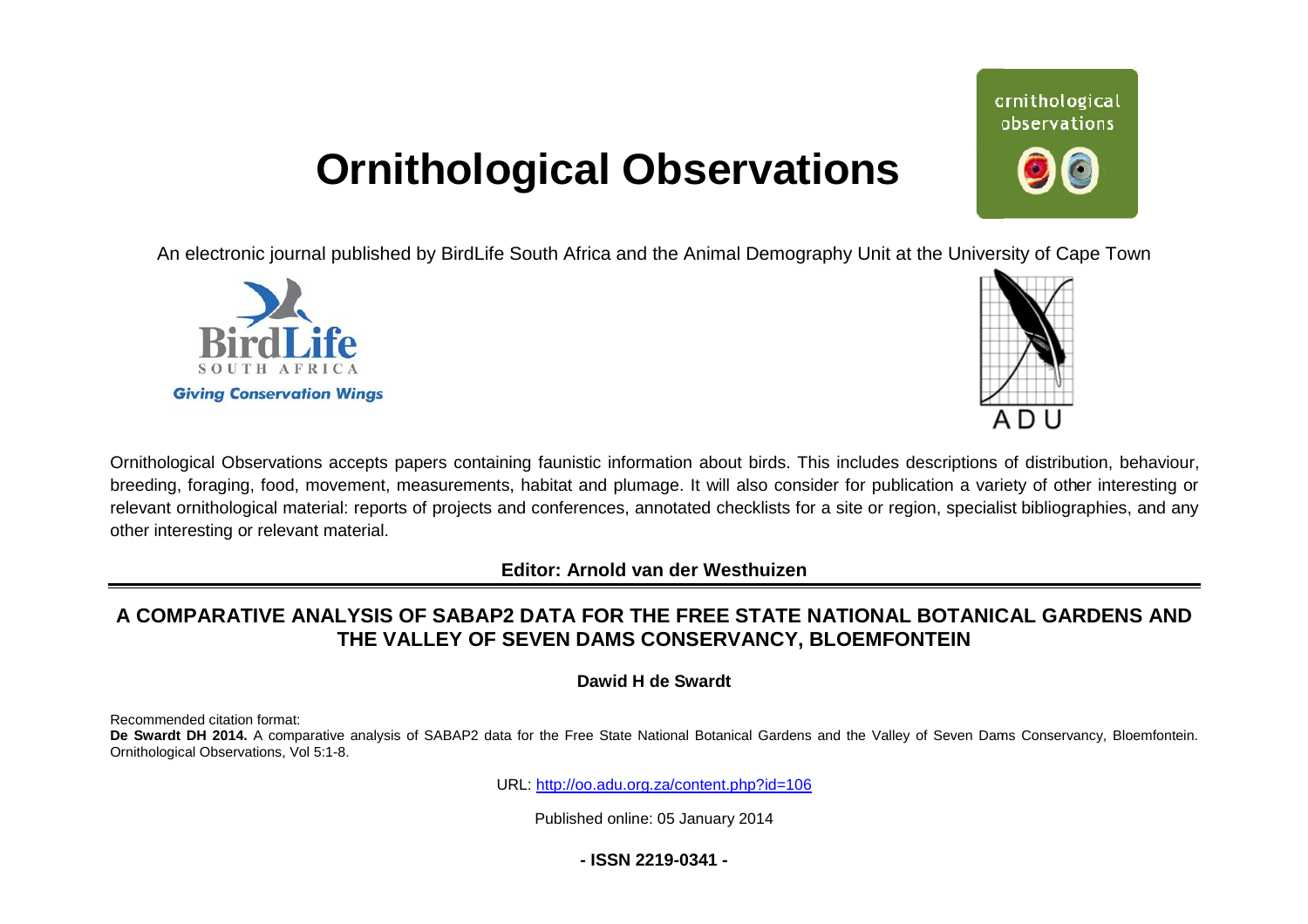# Ornithological Observations

An electronic journal published by BirdLife South Africa and the Animal Demography Unit at the University of Cape Town

Ornithological Observations accepts papers containing faunistic information about birds. This includes descriptions of distribution, behaviour, breeding, foraging, food, movement, measurements, habitat and plumage. It will also consider for publication a variety of other interesting or relevant ornithological material: reports of projects and conferences, annotated checklists for a site or region, specialist bibliographies, and any other interesting or relevant material.

**Editor: Arnold van der Westhuizen**

## A COMPARATIVE ANALYSIS OF SABAP2 DATA FOR THE FREE STATE NATIONAL BOTANICAL GARDENS AND THE VALLEY OF SEVEN DAMS CONSERVANCY, BLOEMFONTEIN

**Dawid H de Swardt**

Recommended citation format:
**De Swardt DH 2014.** A comparative analysis of SABAP2 data for the Free State National Botanical Gardens and the Valley of Seven Dams Conservancy, Bloemfontein. Ornithological Observations, Vol 5:1-8.

URL: http://oo.adu.org.za/content.php?id=106

Published online: 05 January 2014

**- ISSN 2219-0341 -**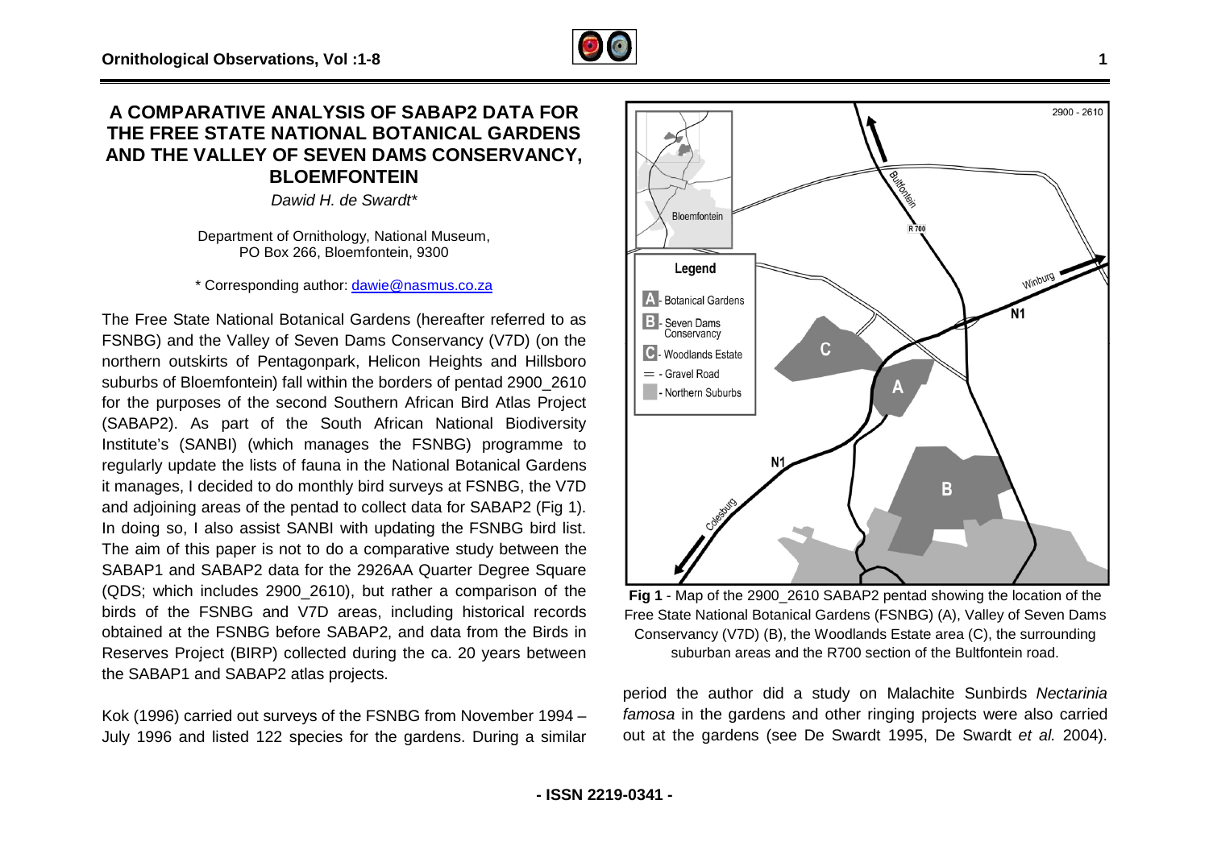# A COMPARATIVE ANALYSIS OF SABAP2 DATA FOR THE FREE STATE NATIONAL BOTANICAL GARDENS AND THE VALLEY OF SEVEN DAMS CONSERVANCY, BLOEMFONTEIN

*Dawid H. de Swardt**

Department of Ornithology, National Museum,
PO Box 266, Bloemfontein, 9300

\* Corresponding author: dawie@nasmus.co.za

The Free State National Botanical Gardens (hereafter referred to as FSNBG) and the Valley of Seven Dams Conservancy (V7D) (on the northern outskirts of Pentagonpark, Helicon Heights and Hillsboro suburbs of Bloemfontein) fall within the borders of pentad 2900_2610 for the purposes of the second Southern African Bird Atlas Project (SABAP2). As part of the South African National Biodiversity Institute's (SANBI) (which manages the FSNBG) programme to regularly update the lists of fauna in the National Botanical Gardens it manages, I decided to do monthly bird surveys at FSNBG, the V7D and adjoining areas of the pentad to collect data for SABAP2 (Fig 1). In doing so, I also assist SANBI with updating the FSNBG bird list. The aim of this paper is not to do a comparative study between the SABAP1 and SABAP2 data for the 2926AA Quarter Degree Square (QDS; which includes 2900_2610), but rather a comparison of the birds of the FSNBG and V7D areas, including historical records obtained at the FSNBG before SABAP2, and data from the Birds in Reserves Project (BIRP) collected during the ca. 20 years between the SABAP1 and SABAP2 atlas projects.

Kok (1996) carried out surveys of the FSNBG from November 1994 – July 1996 and listed 122 species for the gardens. During a similar period the author did a study on Malachite Sunbirds *Nectarinia famosa* in the gardens and other ringing projects were also carried out at the gardens (see De Swardt 1995, De Swardt *et al.* 2004).

2900 - 2610

Legend

A - Botanical Gardens

B - Seven Dams Conservancy

C - Woodlands Estate

= - Gravel Road

- Northern Suburbs

Bloemfontein

Bultfontein

R 700

Winburg

N1

Colesburg

**Fig 1** - Map of the 2900_2610 SABAP2 pentad showing the location of the Free State National Botanical Gardens (FSNBG) (A), Valley of Seven Dams Conservancy (V7D) (B), the Woodlands Estate area (C), the surrounding suburban areas and the R700 section of the Bultfontein road.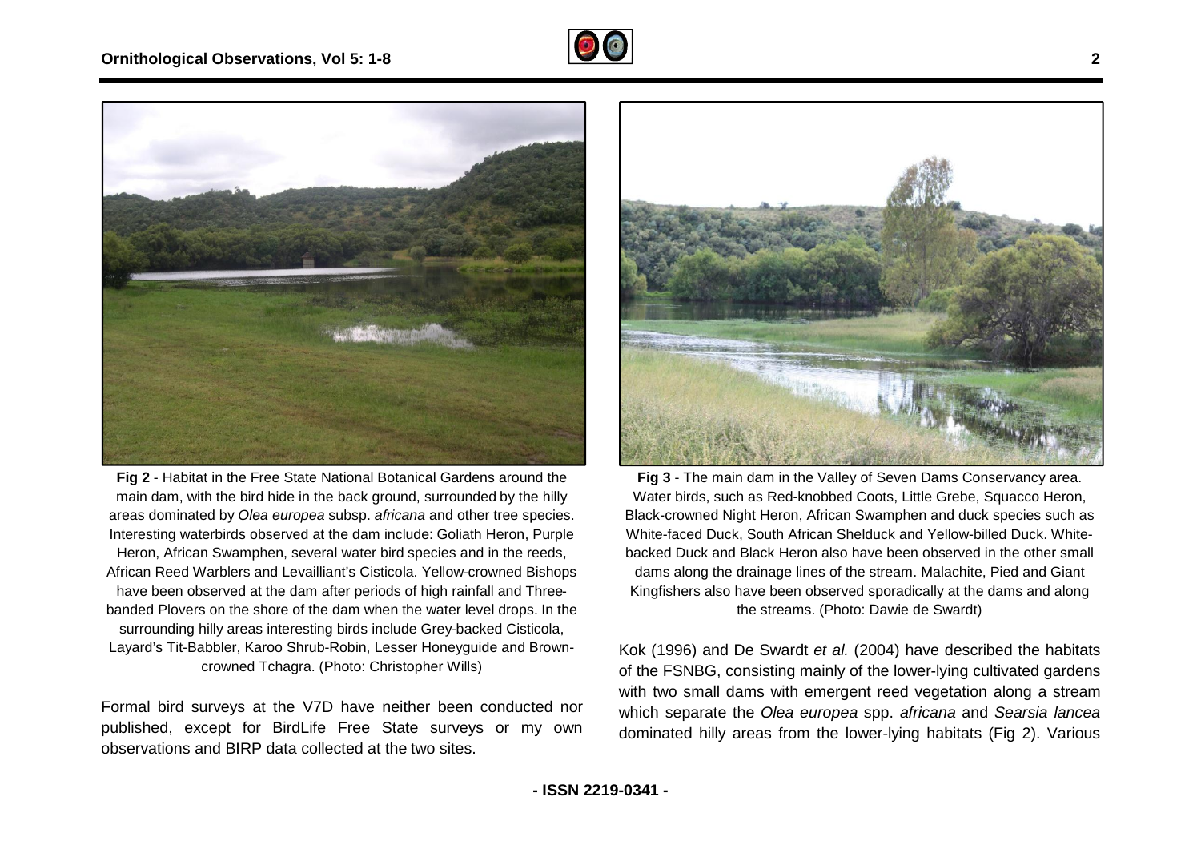**Fig 2** - Habitat in the Free State National Botanical Gardens around the main dam, with the bird hide in the back ground, surrounded by the hilly areas dominated by *Olea europea* subsp. *africana* and other tree species. Interesting waterbirds observed at the dam include: Goliath Heron, Purple Heron, African Swamphen, several water bird species and in the reeds, African Reed Warblers and Levailliant's Cisticola. Yellow-crowned Bishops have been observed at the dam after periods of high rainfall and Three-banded Plovers on the shore of the dam when the water level drops. In the surrounding hilly areas interesting birds include Grey-backed Cisticola, Layard's Tit-Babbler, Karoo Shrub-Robin, Lesser Honeyguide and Brown-crowned Tchagra. (Photo: Christopher Wills)

Formal bird surveys at the V7D have neither been conducted nor published, except for BirdLife Free State surveys or my own observations and BIRP data collected at the two sites.

**Fig 3** - The main dam in the Valley of Seven Dams Conservancy area. Water birds, such as Red-knobbed Coots, Little Grebe, Squacco Heron, Black-crowned Night Heron, African Swamphen and duck species such as White-faced Duck, South African Shelduck and Yellow-billed Duck. White-backed Duck and Black Heron also have been observed in the other small dams along the drainage lines of the stream. Malachite, Pied and Giant Kingfishers also have been observed sporadically at the dams and along the streams. (Photo: Dawie de Swardt)

Kok (1996) and De Swardt *et al.* (2004) have described the habitats of the FSNBG, consisting mainly of the lower-lying cultivated gardens with two small dams with emergent reed vegetation along a stream which separate the *Olea europea* spp. *africana* and *Searsia lancea* dominated hilly areas from the lower-lying habitats (Fig 2). Various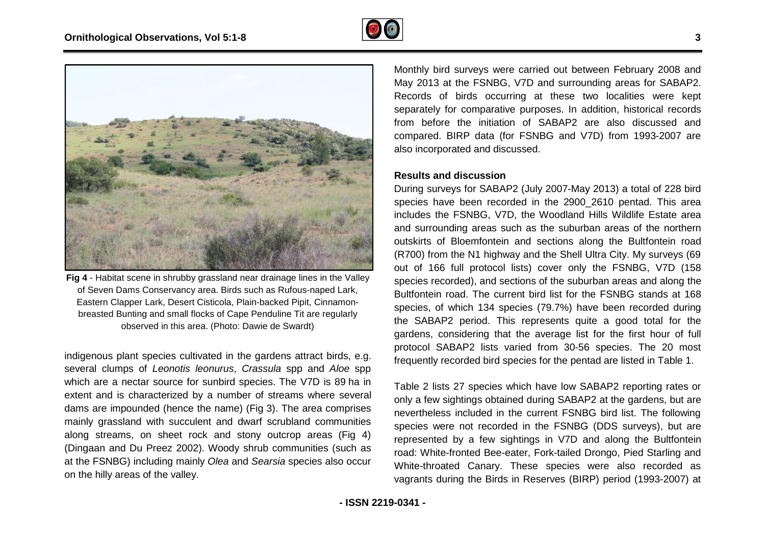**Fig 4** - Habitat scene in shrubby grassland near drainage lines in the Valley of Seven Dams Conservancy area. Birds such as Rufous-naped Lark, Eastern Clapper Lark, Desert Cisticola, Plain-backed Pipit, Cinnamon-breasted Bunting and small flocks of Cape Penduline Tit are regularly observed in this area. (Photo: Dawie de Swardt)

indigenous plant species cultivated in the gardens attract birds, e.g. several clumps of *Leonotis leonurus*, *Crassula* spp and *Aloe* spp which are a nectar source for sunbird species. The V7D is 89 ha in extent and is characterized by a number of streams where several dams are impounded (hence the name) (Fig 3). The area comprises mainly grassland with succulent and dwarf scrubland communities along streams, on sheet rock and stony outcrop areas (Fig 4) (Dingaan and Du Preez 2002). Woody shrub communities (such as at the FSNBG) including mainly *Olea* and *Searsia* species also occur on the hilly areas of the valley.

Monthly bird surveys were carried out between February 2008 and May 2013 at the FSNBG, V7D and surrounding areas for SABAP2. Records of birds occurring at these two localities were kept separately for comparative purposes. In addition, historical records from before the initiation of SABAP2 are also discussed and compared. BIRP data (for FSNBG and V7D) from 1993-2007 are also incorporated and discussed.

**Results and discussion**

During surveys for SABAP2 (July 2007-May 2013) a total of 228 bird species have been recorded in the 2900_2610 pentad. This area includes the FSNBG, V7D, the Woodland Hills Wildlife Estate area and surrounding areas such as the suburban areas of the northern outskirts of Bloemfontein and sections along the Bultfontein road (R700) from the N1 highway and the Shell Ultra City. My surveys (69 out of 166 full protocol lists) cover only the FSNBG, V7D (158 species recorded), and sections of the suburban areas and along the Bultfontein road. The current bird list for the FSNBG stands at 168 species, of which 134 species (79.7%) have been recorded during the SABAP2 period. This represents quite a good total for the gardens, considering that the average list for the first hour of full protocol SABAP2 lists varied from 30-56 species. The 20 most frequently recorded bird species for the pentad are listed in Table 1.

Table 2 lists 27 species which have low SABAP2 reporting rates or only a few sightings obtained during SABAP2 at the gardens, but are nevertheless included in the current FSNBG bird list. The following species were not recorded in the FSNBG (DDS surveys), but are represented by a few sightings in V7D and along the Bultfontein road: White-fronted Bee-eater, Fork-tailed Drongo, Pied Starling and White-throated Canary. These species were also recorded as vagrants during the Birds in Reserves (BIRP) period (1993-2007) at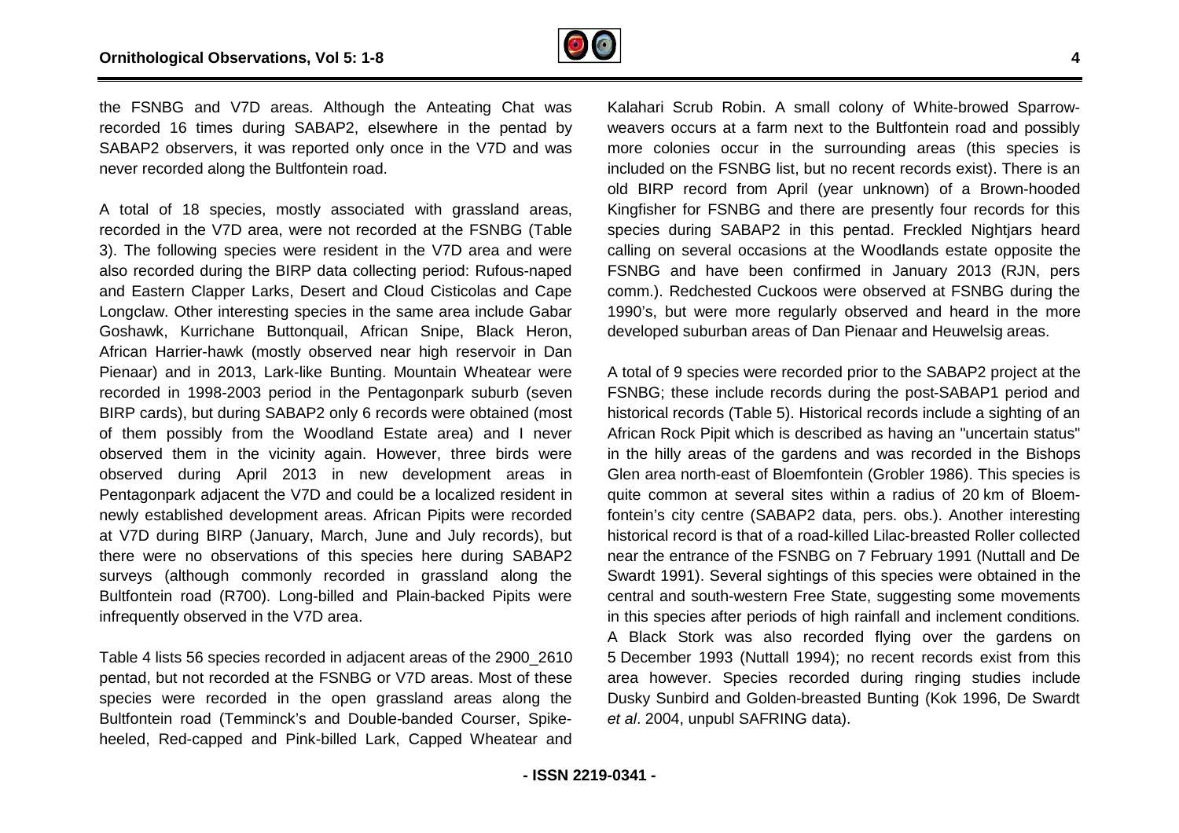the FSNBG and V7D areas. Although the Anteating Chat was recorded 16 times during SABAP2, elsewhere in the pentad by SABAP2 observers, it was reported only once in the V7D and was never recorded along the Bultfontein road.

A total of 18 species, mostly associated with grassland areas, recorded in the V7D area, were not recorded at the FSNBG (Table 3). The following species were resident in the V7D area and were also recorded during the BIRP data collecting period: Rufous-naped and Eastern Clapper Larks, Desert and Cloud Cisticolas and Cape Longclaw. Other interesting species in the same area include Gabar Goshawk, Kurrichane Buttonquail, African Snipe, Black Heron, African Harrier-hawk (mostly observed near high reservoir in Dan Pienaar) and in 2013, Lark-like Bunting. Mountain Wheatear were recorded in 1998-2003 period in the Pentagonpark suburb (seven BIRP cards), but during SABAP2 only 6 records were obtained (most of them possibly from the Woodland Estate area) and I never observed them in the vicinity again. However, three birds were observed during April 2013 in new development areas in Pentagonpark adjacent the V7D and could be a localized resident in newly established development areas. African Pipits were recorded at V7D during BIRP (January, March, June and July records), but there were no observations of this species here during SABAP2 surveys (although commonly recorded in grassland along the Bultfontein road (R700). Long-billed and Plain-backed Pipits were infrequently observed in the V7D area.

Table 4 lists 56 species recorded in adjacent areas of the 2900_2610 pentad, but not recorded at the FSNBG or V7D areas. Most of these species were recorded in the open grassland areas along the Bultfontein road (Temminck's and Double-banded Courser, Spike-heeled, Red-capped and Pink-billed Lark, Capped Wheatear and Kalahari Scrub Robin. A small colony of White-browed Sparrow-weavers occurs at a farm next to the Bultfontein road and possibly more colonies occur in the surrounding areas (this species is included on the FSNBG list, but no recent records exist). There is an old BIRP record from April (year unknown) of a Brown-hooded Kingfisher for FSNBG and there are presently four records for this species during SABAP2 in this pentad. Freckled Nightjars heard calling on several occasions at the Woodlands estate opposite the FSNBG and have been confirmed in January 2013 (RJN, pers comm.). Redchested Cuckoos were observed at FSNBG during the 1990's, but were more regularly observed and heard in the more developed suburban areas of Dan Pienaar and Heuwelsig areas.

A total of 9 species were recorded prior to the SABAP2 project at the FSNBG; these include records during the post-SABAP1 period and historical records (Table 5). Historical records include a sighting of an African Rock Pipit which is described as having an "uncertain status" in the hilly areas of the gardens and was recorded in the Bishops Glen area north-east of Bloemfontein (Grobler 1986). This species is quite common at several sites within a radius of 20 km of Bloemfontein's city centre (SABAP2 data, pers. obs.). Another interesting historical record is that of a road-killed Lilac-breasted Roller collected near the entrance of the FSNBG on 7 February 1991 (Nuttall and De Swardt 1991). Several sightings of this species were obtained in the central and south-western Free State, suggesting some movements in this species after periods of high rainfall and inclement conditions. A Black Stork was also recorded flying over the gardens on 5 December 1993 (Nuttall 1994); no recent records exist from this area however. Species recorded during ringing studies include Dusky Sunbird and Golden-breasted Bunting (Kok 1996, De Swardt *et al*. 2004, unpubl SAFRING data).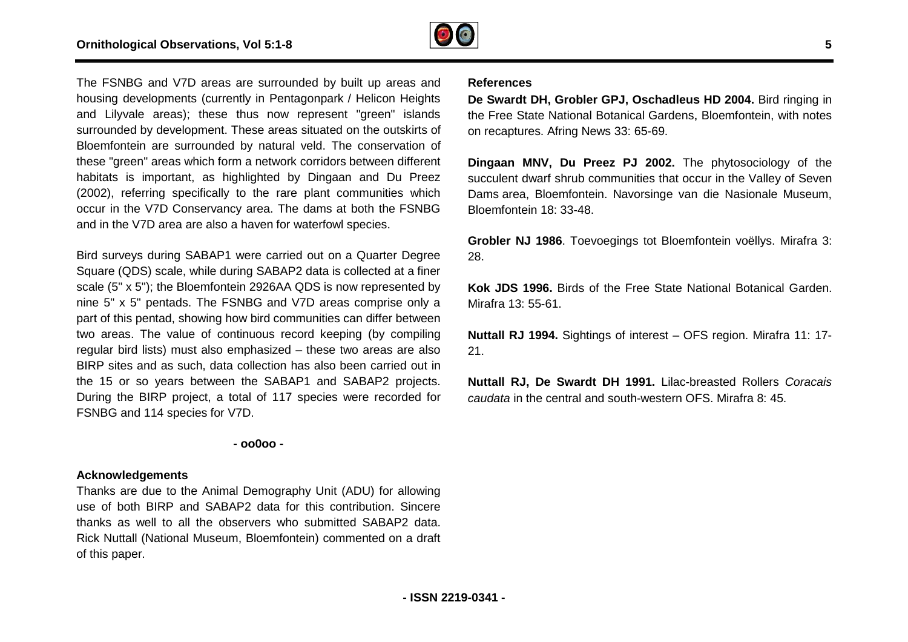The FSNBG and V7D areas are surrounded by built up areas and housing developments (currently in Pentagonpark / Helicon Heights and Lilyvale areas); these thus now represent "green" islands surrounded by development. These areas situated on the outskirts of Bloemfontein are surrounded by natural veld. The conservation of these "green" areas which form a network corridors between different habitats is important, as highlighted by Dingaan and Du Preez (2002), referring specifically to the rare plant communities which occur in the V7D Conservancy area. The dams at both the FSNBG and in the V7D area are also a haven for waterfowl species.

Bird surveys during SABAP1 were carried out on a Quarter Degree Square (QDS) scale, while during SABAP2 data is collected at a finer scale (5" x 5"); the Bloemfontein 2926AA QDS is now represented by nine 5" x 5" pentads. The FSNBG and V7D areas comprise only a part of this pentad, showing how bird communities can differ between two areas. The value of continuous record keeping (by compiling regular bird lists) must also emphasized – these two areas are also BIRP sites and as such, data collection has also been carried out in the 15 or so years between the SABAP1 and SABAP2 projects. During the BIRP project, a total of 117 species were recorded for FSNBG and 114 species for V7D.

**- oo0oo -**

**Acknowledgements**

Thanks are due to the Animal Demography Unit (ADU) for allowing use of both BIRP and SABAP2 data for this contribution. Sincere thanks as well to all the observers who submitted SABAP2 data. Rick Nuttall (National Museum, Bloemfontein) commented on a draft of this paper.

**References**

**De Swardt DH, Grobler GPJ, Oschadleus HD 2004.** Bird ringing in the Free State National Botanical Gardens, Bloemfontein, with notes on recaptures. Afring News 33: 65-69.

**Dingaan MNV, Du Preez PJ 2002.** The phytosociology of the succulent dwarf shrub communities that occur in the Valley of Seven Dams area, Bloemfontein. Navorsinge van die Nasionale Museum, Bloemfontein 18: 33-48.

**Grobler NJ 1986**. Toevoegings tot Bloemfontein voëllys. Mirafra 3: 28.

**Kok JDS 1996.** Birds of the Free State National Botanical Garden. Mirafra 13: 55-61.

**Nuttall RJ 1994.** Sightings of interest – OFS region. Mirafra 11: 17-21.

**Nuttall RJ, De Swardt DH 1991.** Lilac-breasted Rollers *Coracais caudata* in the central and south-western OFS. Mirafra 8: 45.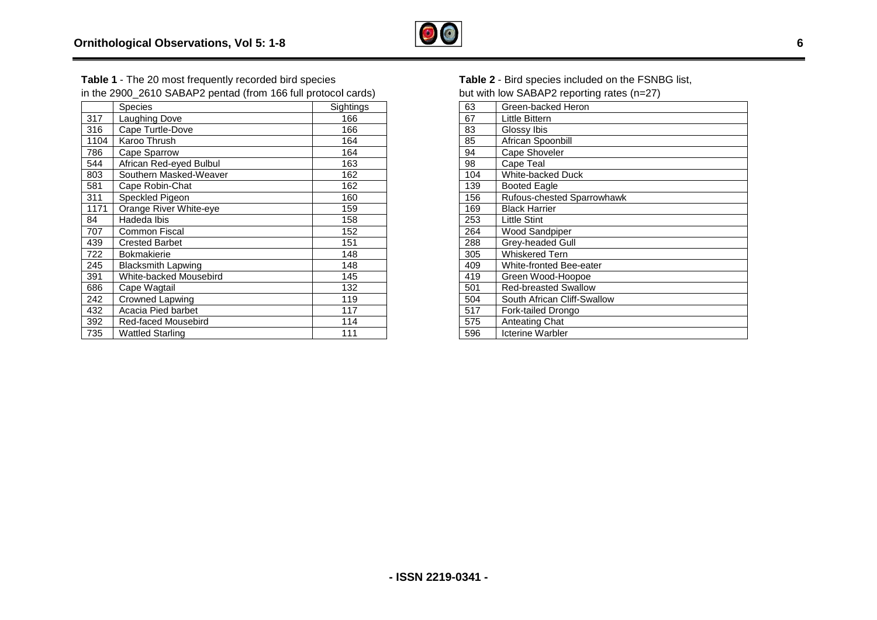**Table 1** - The 20 most frequently recorded bird species in the 2900_2610 SABAP2 pentad (from 166 full protocol cards)

| | Species | Sightings |
|---|---|---|
| 317 | Laughing Dove | 166 |
| 316 | Cape Turtle-Dove | 166 |
| 1104 | Karoo Thrush | 164 |
| 786 | Cape Sparrow | 164 |
| 544 | African Red-eyed Bulbul | 163 |
| 803 | Southern Masked-Weaver | 162 |
| 581 | Cape Robin-Chat | 162 |
| 311 | Speckled Pigeon | 160 |
| 1171 | Orange River White-eye | 159 |
| 84 | Hadeda Ibis | 158 |
| 707 | Common Fiscal | 152 |
| 439 | Crested Barbet | 151 |
| 722 | Bokmakierie | 148 |
| 245 | Blacksmith Lapwing | 148 |
| 391 | White-backed Mousebird | 145 |
| 686 | Cape Wagtail | 132 |
| 242 | Crowned Lapwing | 119 |
| 432 | Acacia Pied barbet | 117 |
| 392 | Red-faced Mousebird | 114 |
| 735 | Wattled Starling | 111 |

**Table 2** - Bird species included on the FSNBG list, but with low SABAP2 reporting rates (n=27)

| | |
|---|---|
| 63 | Green-backed Heron |
| 67 | Little Bittern |
| 83 | Glossy Ibis |
| 85 | African Spoonbill |
| 94 | Cape Shoveler |
| 98 | Cape Teal |
| 104 | White-backed Duck |
| 139 | Booted Eagle |
| 156 | Rufous-chested Sparrowhawk |
| 169 | Black Harrier |
| 253 | Little Stint |
| 264 | Wood Sandpiper |
| 288 | Grey-headed Gull |
| 305 | Whiskered Tern |
| 409 | White-fronted Bee-eater |
| 419 | Green Wood-Hoopoe |
| 501 | Red-breasted Swallow |
| 504 | South African Cliff-Swallow |
| 517 | Fork-tailed Drongo |
| 575 | Anteating Chat |
| 596 | Icterine Warbler |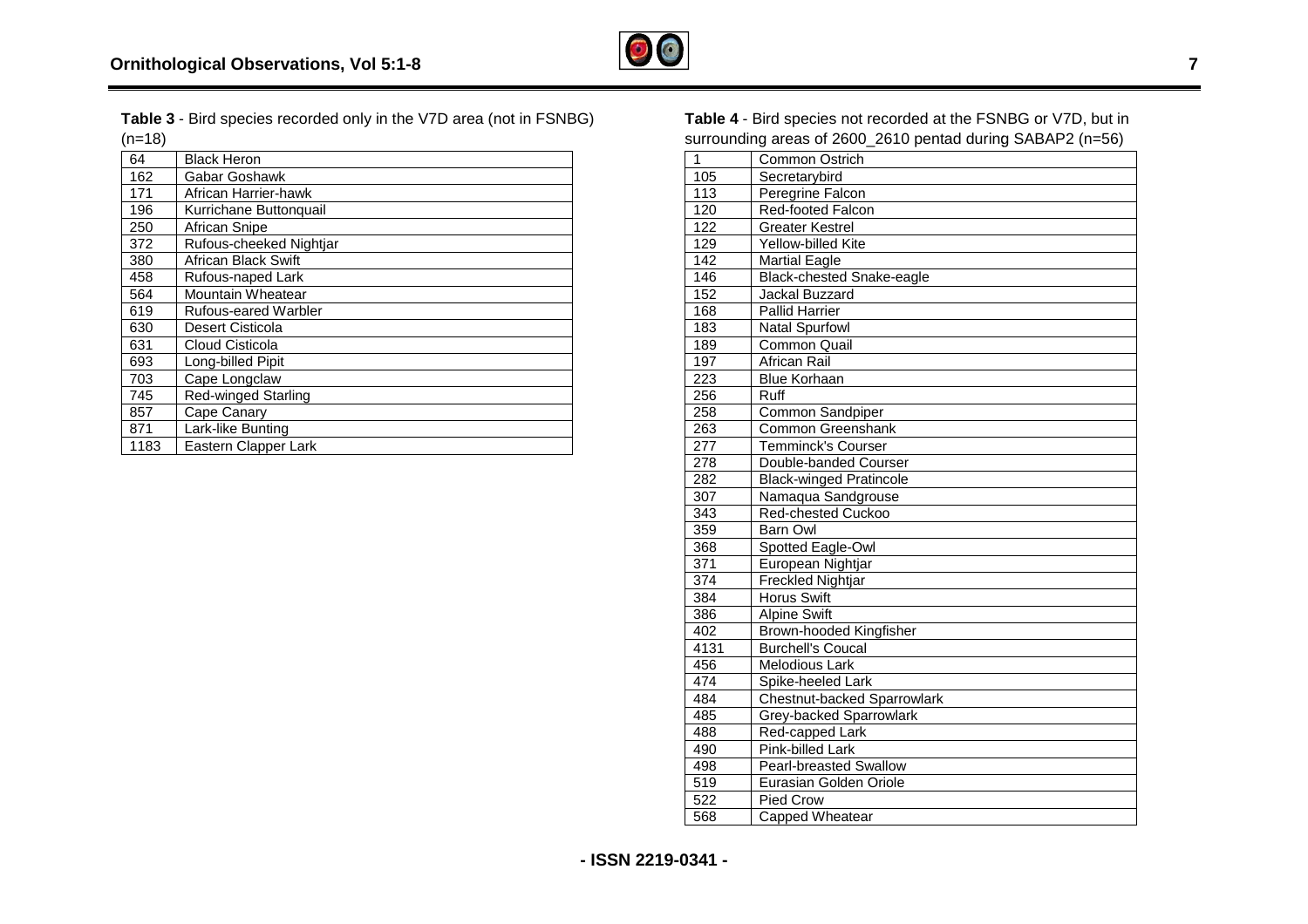**Table 3** - Bird species recorded only in the V7D area (not in FSNBG) (n=18)

| | |
|---|---|
| 64 | Black Heron |
| 162 | Gabar Goshawk |
| 171 | African Harrier-hawk |
| 196 | Kurrichane Buttonquail |
| 250 | African Snipe |
| 372 | Rufous-cheeked Nightjar |
| 380 | African Black Swift |
| 458 | Rufous-naped Lark |
| 564 | Mountain Wheatear |
| 619 | Rufous-eared Warbler |
| 630 | Desert Cisticola |
| 631 | Cloud Cisticola |
| 693 | Long-billed Pipit |
| 703 | Cape Longclaw |
| 745 | Red-winged Starling |
| 857 | Cape Canary |
| 871 | Lark-like Bunting |
| 1183 | Eastern Clapper Lark |

**Table 4** - Bird species not recorded at the FSNBG or V7D, but in surrounding areas of 2600_2610 pentad during SABAP2 (n=56)

| | |
|---|---|
| 1 | Common Ostrich |
| 105 | Secretarybird |
| 113 | Peregrine Falcon |
| 120 | Red-footed Falcon |
| 122 | Greater Kestrel |
| 129 | Yellow-billed Kite |
| 142 | Martial Eagle |
| 146 | Black-chested Snake-eagle |
| 152 | Jackal Buzzard |
| 168 | Pallid Harrier |
| 183 | Natal Spurfowl |
| 189 | Common Quail |
| 197 | African Rail |
| 223 | Blue Korhaan |
| 256 | Ruff |
| 258 | Common Sandpiper |
| 263 | Common Greenshank |
| 277 | Temminck's Courser |
| 278 | Double-banded Courser |
| 282 | Black-winged Pratincole |
| 307 | Namaqua Sandgrouse |
| 343 | Red-chested Cuckoo |
| 359 | Barn Owl |
| 368 | Spotted Eagle-Owl |
| 371 | European Nightjar |
| 374 | Freckled Nightjar |
| 384 | Horus Swift |
| 386 | Alpine Swift |
| 402 | Brown-hooded Kingfisher |
| 4131 | Burchell's Coucal |
| 456 | Melodious Lark |
| 474 | Spike-heeled Lark |
| 484 | Chestnut-backed Sparrowlark |
| 485 | Grey-backed Sparrowlark |
| 488 | Red-capped Lark |
| 490 | Pink-billed Lark |
| 498 | Pearl-breasted Swallow |
| 519 | Eurasian Golden Oriole |
| 522 | Pied Crow |
| 568 | Capped Wheatear |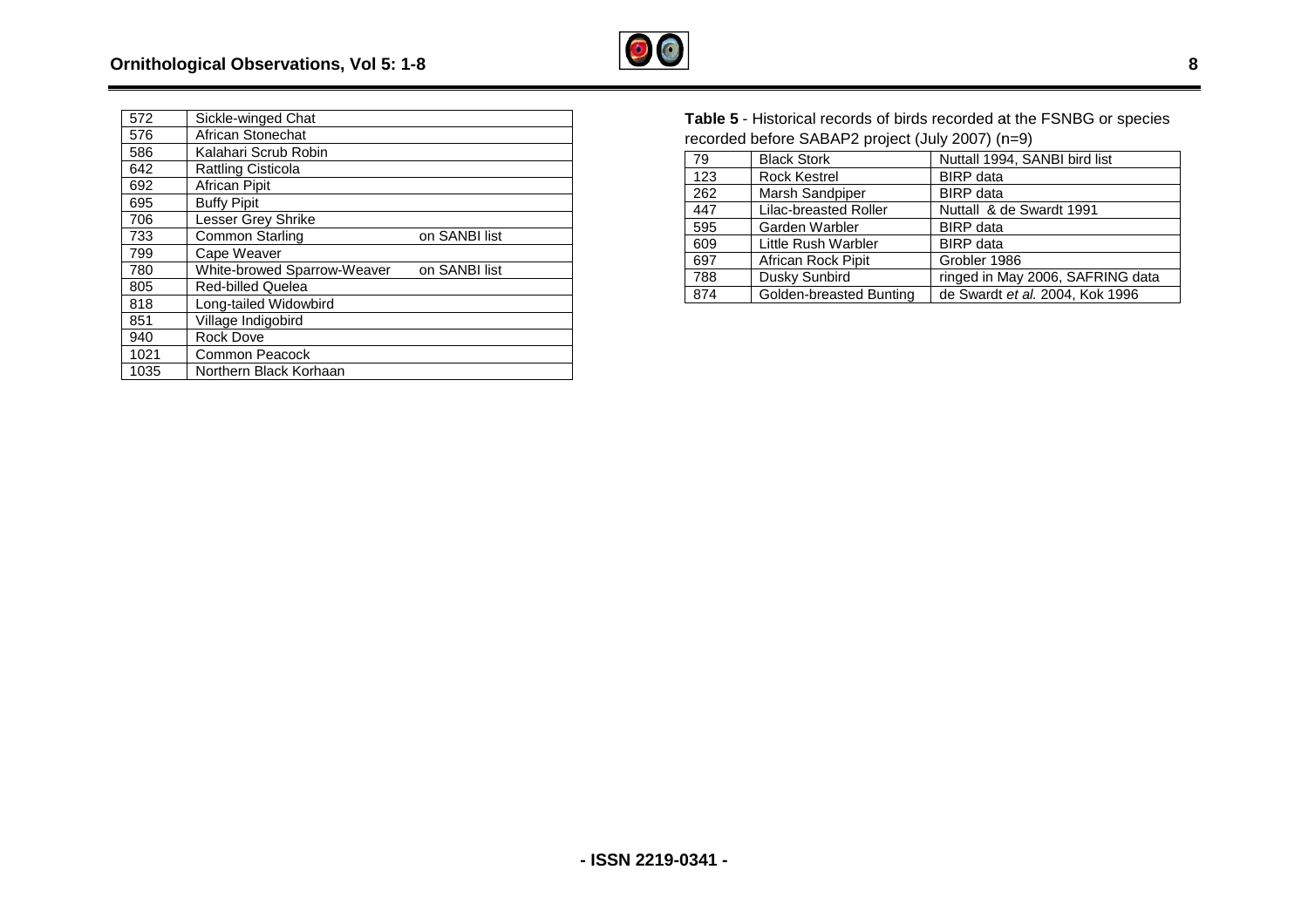| | | |
|---|---|---|
| 572 | Sickle-winged Chat | |
| 576 | African Stonechat | |
| 586 | Kalahari Scrub Robin | |
| 642 | Rattling Cisticola | |
| 692 | African Pipit | |
| 695 | Buffy Pipit | |
| 706 | Lesser Grey Shrike | |
| 733 | Common Starling | on SANBI list |
| 799 | Cape Weaver | |
| 780 | White-browed Sparrow-Weaver | on SANBI list |
| 805 | Red-billed Quelea | |
| 818 | Long-tailed Widowbird | |
| 851 | Village Indigobird | |
| 940 | Rock Dove | |
| 1021 | Common Peacock | |
| 1035 | Northern Black Korhaan | |

**Table 5** - Historical records of birds recorded at the FSNBG or species recorded before SABAP2 project (July 2007) (n=9)

| | | |
|---|---|---|
| 79 | Black Stork | Nuttall 1994, SANBI bird list |
| 123 | Rock Kestrel | BIRP data |
| 262 | Marsh Sandpiper | BIRP data |
| 447 | Lilac-breasted Roller | Nuttall & de Swardt 1991 |
| 595 | Garden Warbler | BIRP data |
| 609 | Little Rush Warbler | BIRP data |
| 697 | African Rock Pipit | Grobler 1986 |
| 788 | Dusky Sunbird | ringed in May 2006, SAFRING data |
| 874 | Golden-breasted Bunting | de Swardt *et al.* 2004, Kok 1996 |